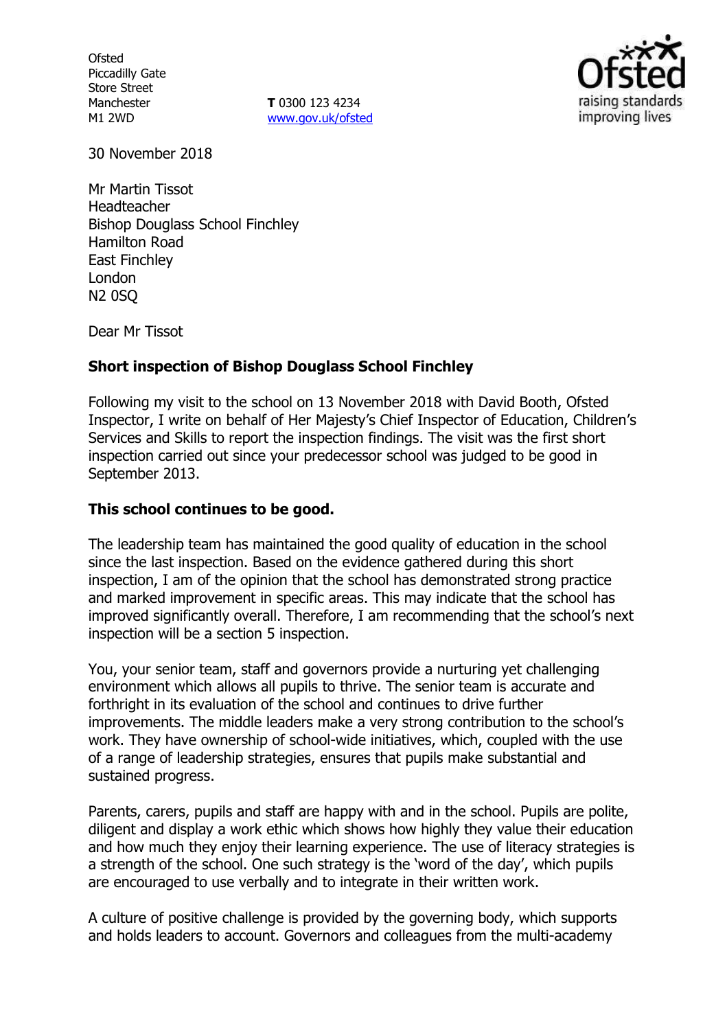Ofsted
Piccadilly Gate
Store Street
Manchester
M1 2WD

**T** 0300 123 4234
www.gov.uk/ofsted

30 November 2018

Mr Martin Tissot
Headteacher
Bishop Douglass School Finchley
Hamilton Road
East Finchley
London
N2 0SQ

Dear Mr Tissot

**Short inspection of Bishop Douglass School Finchley**

Following my visit to the school on 13 November 2018 with David Booth, Ofsted Inspector, I write on behalf of Her Majesty's Chief Inspector of Education, Children's Services and Skills to report the inspection findings. The visit was the first short inspection carried out since your predecessor school was judged to be good in September 2013.

**This school continues to be good.**

The leadership team has maintained the good quality of education in the school since the last inspection. Based on the evidence gathered during this short inspection, I am of the opinion that the school has demonstrated strong practice and marked improvement in specific areas. This may indicate that the school has improved significantly overall. Therefore, I am recommending that the school's next inspection will be a section 5 inspection.

You, your senior team, staff and governors provide a nurturing yet challenging environment which allows all pupils to thrive. The senior team is accurate and forthright in its evaluation of the school and continues to drive further improvements. The middle leaders make a very strong contribution to the school's work. They have ownership of school-wide initiatives, which, coupled with the use of a range of leadership strategies, ensures that pupils make substantial and sustained progress.

Parents, carers, pupils and staff are happy with and in the school. Pupils are polite, diligent and display a work ethic which shows how highly they value their education and how much they enjoy their learning experience. The use of literacy strategies is a strength of the school. One such strategy is the 'word of the day', which pupils are encouraged to use verbally and to integrate in their written work.

A culture of positive challenge is provided by the governing body, which supports and holds leaders to account. Governors and colleagues from the multi-academy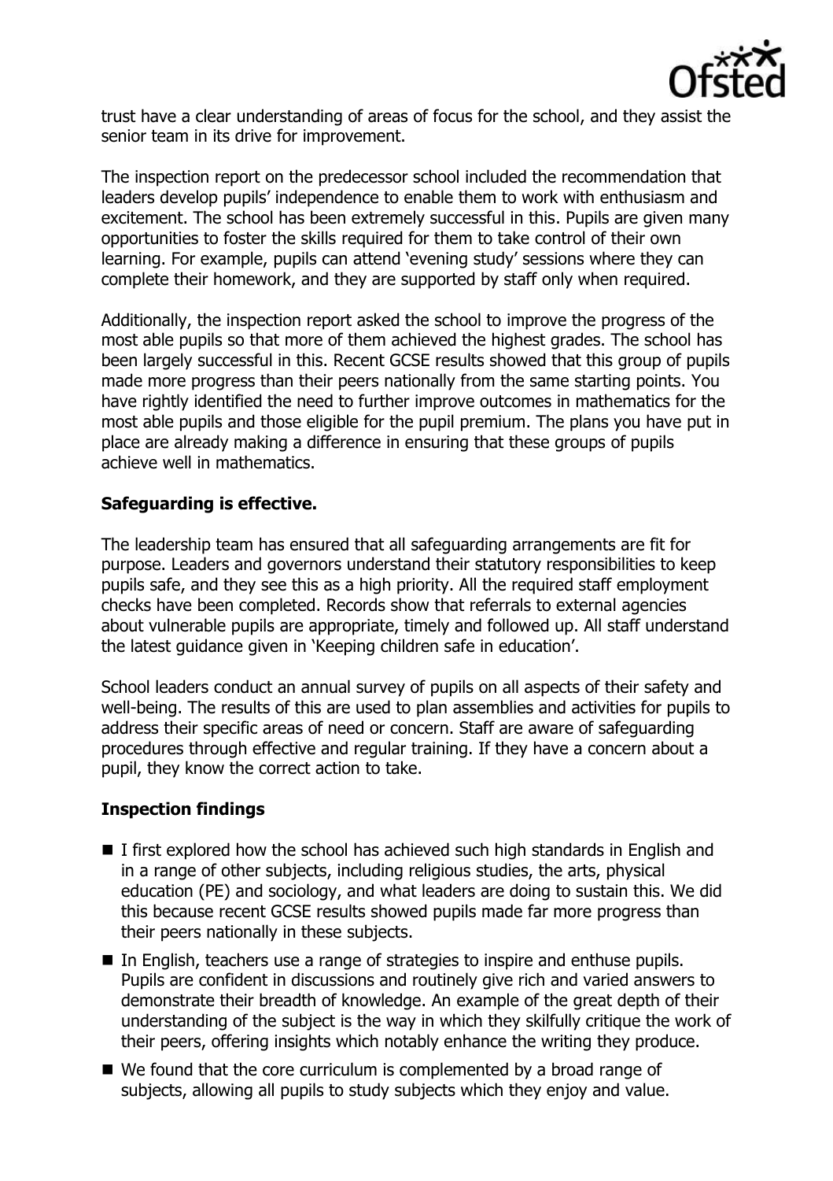trust have a clear understanding of areas of focus for the school, and they assist the senior team in its drive for improvement.

The inspection report on the predecessor school included the recommendation that leaders develop pupils' independence to enable them to work with enthusiasm and excitement. The school has been extremely successful in this. Pupils are given many opportunities to foster the skills required for them to take control of their own learning. For example, pupils can attend 'evening study' sessions where they can complete their homework, and they are supported by staff only when required.

Additionally, the inspection report asked the school to improve the progress of the most able pupils so that more of them achieved the highest grades. The school has been largely successful in this. Recent GCSE results showed that this group of pupils made more progress than their peers nationally from the same starting points. You have rightly identified the need to further improve outcomes in mathematics for the most able pupils and those eligible for the pupil premium. The plans you have put in place are already making a difference in ensuring that these groups of pupils achieve well in mathematics.

**Safeguarding is effective.**

The leadership team has ensured that all safeguarding arrangements are fit for purpose. Leaders and governors understand their statutory responsibilities to keep pupils safe, and they see this as a high priority. All the required staff employment checks have been completed. Records show that referrals to external agencies about vulnerable pupils are appropriate, timely and followed up. All staff understand the latest guidance given in 'Keeping children safe in education'.

School leaders conduct an annual survey of pupils on all aspects of their safety and well-being. The results of this are used to plan assemblies and activities for pupils to address their specific areas of need or concern. Staff are aware of safeguarding procedures through effective and regular training. If they have a concern about a pupil, they know the correct action to take.

**Inspection findings**

- I first explored how the school has achieved such high standards in English and in a range of other subjects, including religious studies, the arts, physical education (PE) and sociology, and what leaders are doing to sustain this. We did this because recent GCSE results showed pupils made far more progress than their peers nationally in these subjects.
- In English, teachers use a range of strategies to inspire and enthuse pupils. Pupils are confident in discussions and routinely give rich and varied answers to demonstrate their breadth of knowledge. An example of the great depth of their understanding of the subject is the way in which they skilfully critique the work of their peers, offering insights which notably enhance the writing they produce.
- We found that the core curriculum is complemented by a broad range of subjects, allowing all pupils to study subjects which they enjoy and value.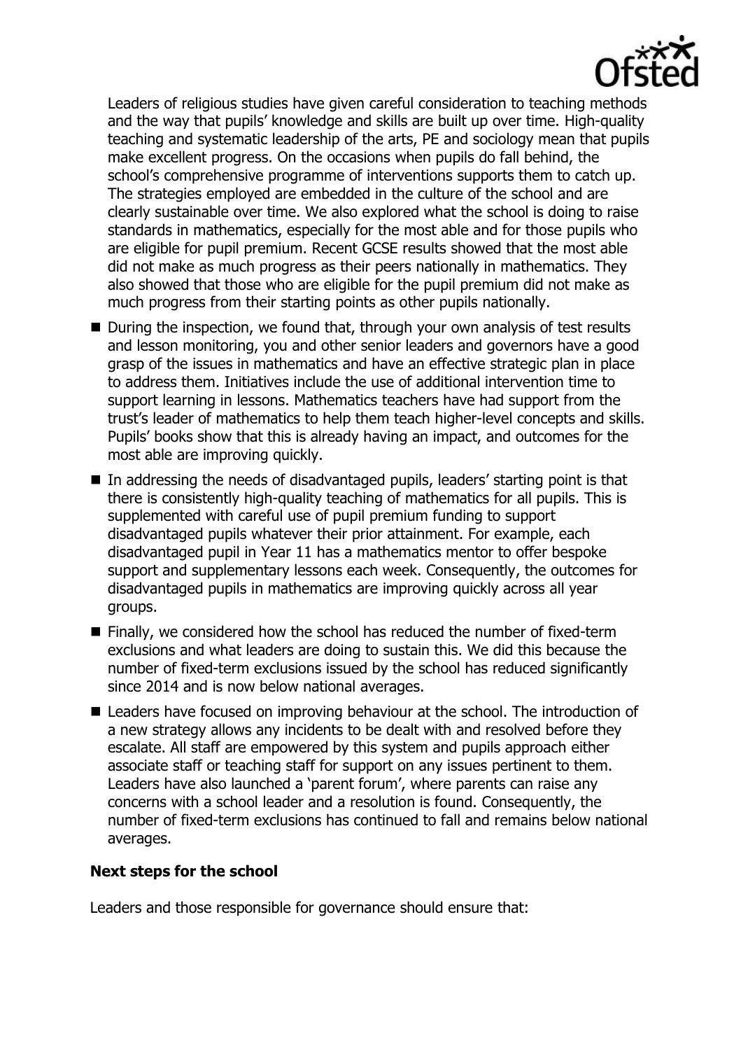Leaders of religious studies have given careful consideration to teaching methods and the way that pupils' knowledge and skills are built up over time. High-quality teaching and systematic leadership of the arts, PE and sociology mean that pupils make excellent progress. On the occasions when pupils do fall behind, the school's comprehensive programme of interventions supports them to catch up. The strategies employed are embedded in the culture of the school and are clearly sustainable over time. We also explored what the school is doing to raise standards in mathematics, especially for the most able and for those pupils who are eligible for pupil premium. Recent GCSE results showed that the most able did not make as much progress as their peers nationally in mathematics. They also showed that those who are eligible for the pupil premium did not make as much progress from their starting points as other pupils nationally.

- During the inspection, we found that, through your own analysis of test results and lesson monitoring, you and other senior leaders and governors have a good grasp of the issues in mathematics and have an effective strategic plan in place to address them. Initiatives include the use of additional intervention time to support learning in lessons. Mathematics teachers have had support from the trust's leader of mathematics to help them teach higher-level concepts and skills. Pupils' books show that this is already having an impact, and outcomes for the most able are improving quickly.
- In addressing the needs of disadvantaged pupils, leaders' starting point is that there is consistently high-quality teaching of mathematics for all pupils. This is supplemented with careful use of pupil premium funding to support disadvantaged pupils whatever their prior attainment. For example, each disadvantaged pupil in Year 11 has a mathematics mentor to offer bespoke support and supplementary lessons each week. Consequently, the outcomes for disadvantaged pupils in mathematics are improving quickly across all year groups.
- Finally, we considered how the school has reduced the number of fixed-term exclusions and what leaders are doing to sustain this. We did this because the number of fixed-term exclusions issued by the school has reduced significantly since 2014 and is now below national averages.
- Leaders have focused on improving behaviour at the school. The introduction of a new strategy allows any incidents to be dealt with and resolved before they escalate. All staff are empowered by this system and pupils approach either associate staff or teaching staff for support on any issues pertinent to them. Leaders have also launched a 'parent forum', where parents can raise any concerns with a school leader and a resolution is found. Consequently, the number of fixed-term exclusions has continued to fall and remains below national averages.

## Next steps for the school

Leaders and those responsible for governance should ensure that: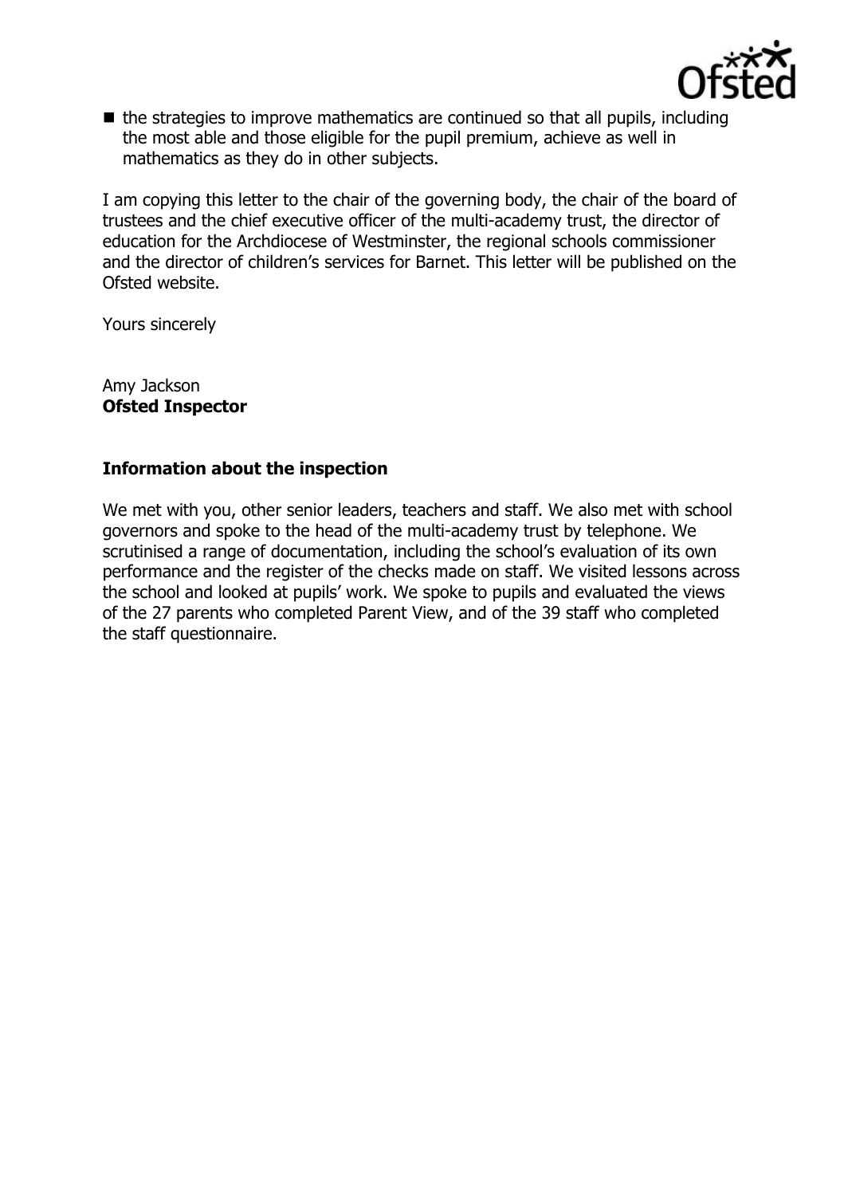- the strategies to improve mathematics are continued so that all pupils, including the most able and those eligible for the pupil premium, achieve as well in mathematics as they do in other subjects.

I am copying this letter to the chair of the governing body, the chair of the board of trustees and the chief executive officer of the multi-academy trust, the director of education for the Archdiocese of Westminster, the regional schools commissioner and the director of children's services for Barnet. This letter will be published on the Ofsted website.

Yours sincerely

Amy Jackson
**Ofsted Inspector**

## Information about the inspection

We met with you, other senior leaders, teachers and staff. We also met with school governors and spoke to the head of the multi-academy trust by telephone. We scrutinised a range of documentation, including the school's evaluation of its own performance and the register of the checks made on staff. We visited lessons across the school and looked at pupils' work. We spoke to pupils and evaluated the views of the 27 parents who completed Parent View, and of the 39 staff who completed the staff questionnaire.